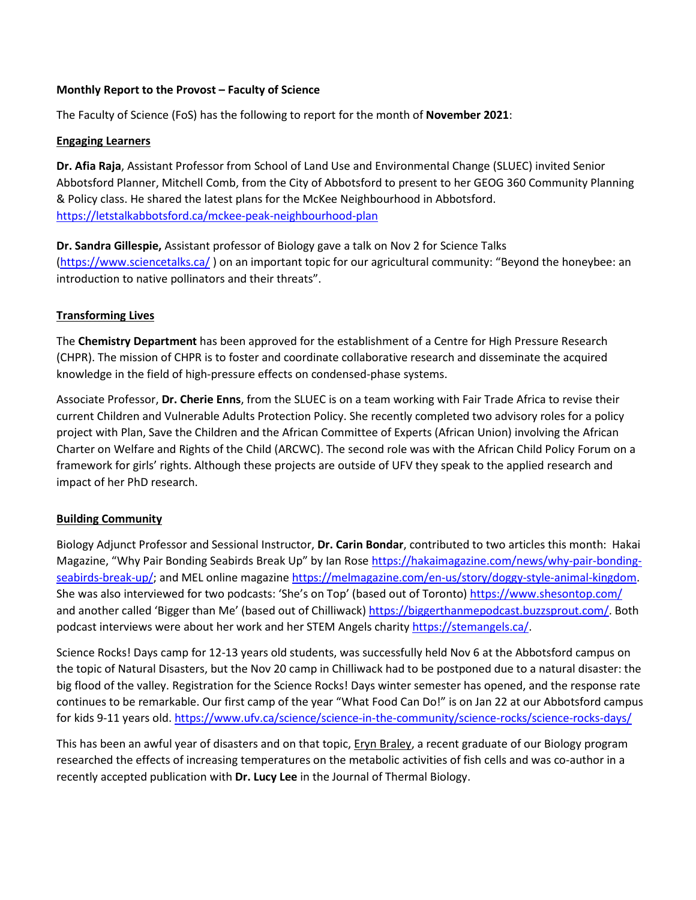**Monthly Report to the Provost – Faculty of Science**

The Faculty of Science (FoS) has the following to report for the month of **November 2021**:

**Engaging Learners**

**Dr. Afia Raja**, Assistant Professor from School of Land Use and Environmental Change (SLUEC) invited Senior Abbotsford Planner, Mitchell Comb, from the City of Abbotsford to present to her GEOG 360 Community Planning & Policy class. He shared the latest plans for the McKee Neighbourhood in Abbotsford. https://letstalkabbotsford.ca/mckee-peak-neighbourhood-plan

**Dr. Sandra Gillespie,** Assistant professor of Biology gave a talk on Nov 2 for Science Talks (https://www.sciencetalks.ca/ ) on an important topic for our agricultural community: "Beyond the honeybee: an introduction to native pollinators and their threats".

**Transforming Lives**

The **Chemistry Department** has been approved for the establishment of a Centre for High Pressure Research (CHPR). The mission of CHPR is to foster and coordinate collaborative research and disseminate the acquired knowledge in the field of high-pressure effects on condensed-phase systems.

Associate Professor, **Dr. Cherie Enns**, from the SLUEC is on a team working with Fair Trade Africa to revise their current Children and Vulnerable Adults Protection Policy. She recently completed two advisory roles for a policy project with Plan, Save the Children and the African Committee of Experts (African Union) involving the African Charter on Welfare and Rights of the Child (ARCWC). The second role was with the African Child Policy Forum on a framework for girls' rights. Although these projects are outside of UFV they speak to the applied research and impact of her PhD research.

**Building Community**

Biology Adjunct Professor and Sessional Instructor, **Dr. Carin Bondar**, contributed to two articles this month: Hakai Magazine, "Why Pair Bonding Seabirds Break Up" by Ian Rose https://hakaimagazine.com/news/why-pair-bonding-seabirds-break-up/; and MEL online magazine https://melmagazine.com/en-us/story/doggy-style-animal-kingdom. She was also interviewed for two podcasts: 'She's on Top' (based out of Toronto) https://www.shesontop.com/ and another called 'Bigger than Me' (based out of Chilliwack) https://biggerthanmepodcast.buzzsprout.com/. Both podcast interviews were about her work and her STEM Angels charity https://stemangels.ca/.

Science Rocks! Days camp for 12-13 years old students, was successfully held Nov 6 at the Abbotsford campus on the topic of Natural Disasters, but the Nov 20 camp in Chilliwack had to be postponed due to a natural disaster: the big flood of the valley. Registration for the Science Rocks! Days winter semester has opened, and the response rate continues to be remarkable. Our first camp of the year "What Food Can Do!" is on Jan 22 at our Abbotsford campus for kids 9-11 years old. https://www.ufv.ca/science/science-in-the-community/science-rocks/science-rocks-days/

This has been an awful year of disasters and on that topic, Eryn Braley, a recent graduate of our Biology program researched the effects of increasing temperatures on the metabolic activities of fish cells and was co-author in a recently accepted publication with **Dr. Lucy Lee** in the Journal of Thermal Biology.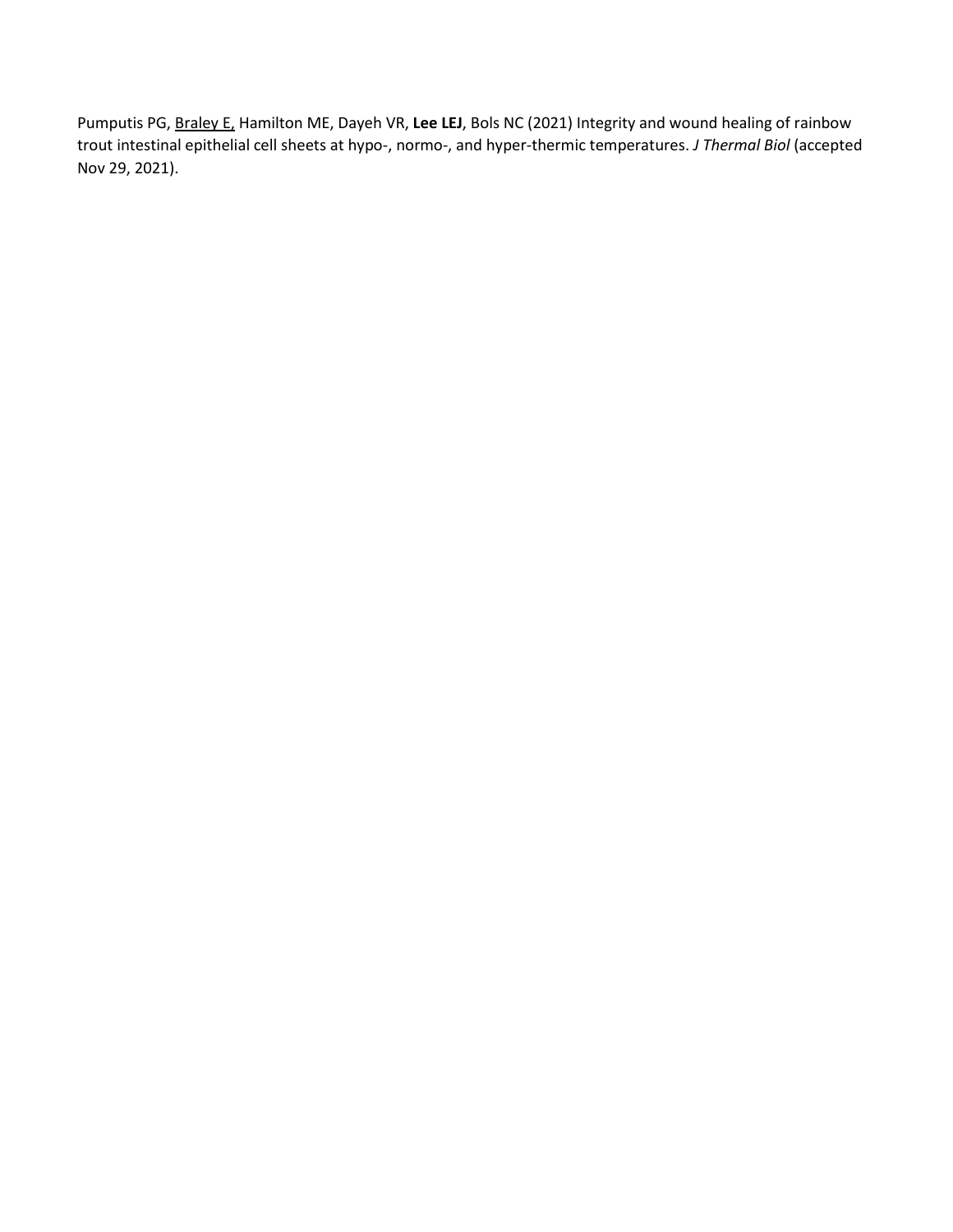Pumputis PG, <u>Braley E,</u> Hamilton ME, Dayeh VR, **Lee LEJ**, Bols NC (2021) Integrity and wound healing of rainbow trout intestinal epithelial cell sheets at hypo-, normo-, and hyper-thermic temperatures. *J Thermal Biol* (accepted Nov 29, 2021).